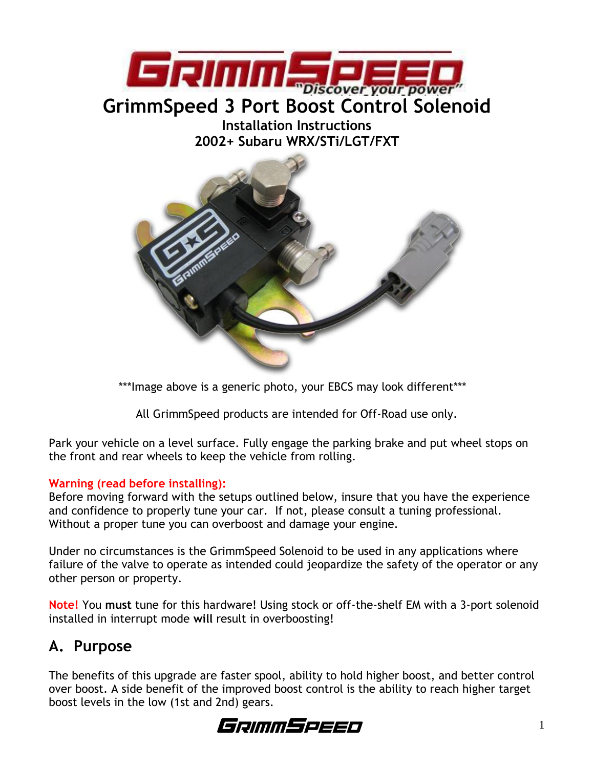# GrimmSpeed 3 Port Boost Control Solenoid

**Installation Instructions**
**2002+ Subaru WRX/STi/LGT/FXT**

***Image above is a generic photo, your EBCS may look different***

All GrimmSpeed products are intended for Off-Road use only.

Park your vehicle on a level surface. Fully engage the parking brake and put wheel stops on the front and rear wheels to keep the vehicle from rolling.

**Warning (read before installing):**
Before moving forward with the setups outlined below, insure that you have the experience and confidence to properly tune your car. If not, please consult a tuning professional. Without a proper tune you can overboost and damage your engine.

Under no circumstances is the GrimmSpeed Solenoid to be used in any applications where failure of the valve to operate as intended could jeopardize the safety of the operator or any other person or property.

**Note!** You **must** tune for this hardware! Using stock or off-the-shelf EM with a 3-port solenoid installed in interrupt mode **will** result in overboosting!

## A. Purpose

The benefits of this upgrade are faster spool, ability to hold higher boost, and better control over boost. A side benefit of the improved boost control is the ability to reach higher target boost levels in the low (1st and 2nd) gears.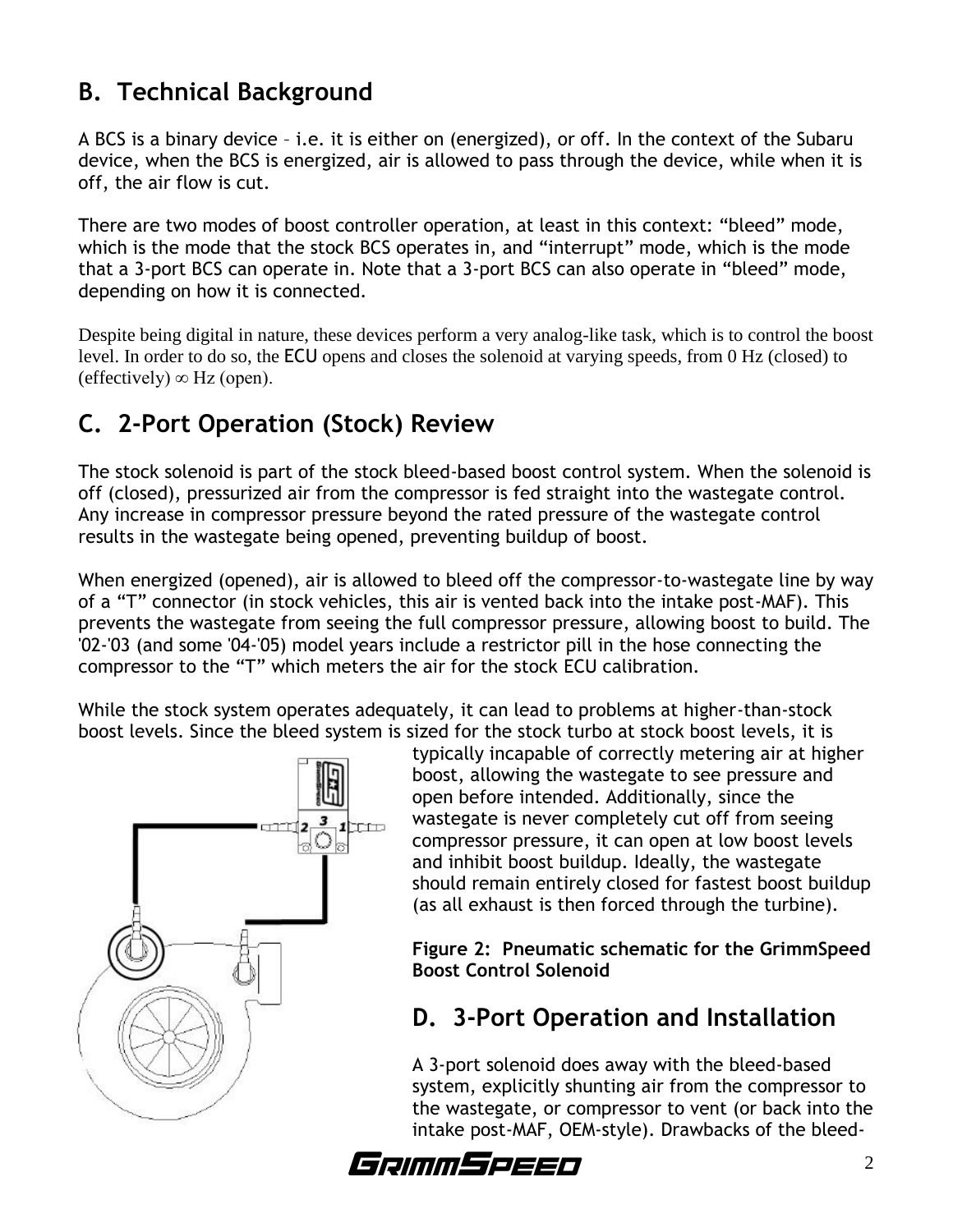## B. Technical Background

A BCS is a binary device – i.e. it is either on (energized), or off. In the context of the Subaru device, when the BCS is energized, air is allowed to pass through the device, while when it is off, the air flow is cut.

There are two modes of boost controller operation, at least in this context: "bleed" mode, which is the mode that the stock BCS operates in, and "interrupt" mode, which is the mode that a 3-port BCS can operate in. Note that a 3-port BCS can also operate in "bleed" mode, depending on how it is connected.

Despite being digital in nature, these devices perform a very analog-like task, which is to control the boost level. In order to do so, the ECU opens and closes the solenoid at varying speeds, from 0 Hz (closed) to (effectively) $\infty$ Hz (open).

## C. 2-Port Operation (Stock) Review

The stock solenoid is part of the stock bleed-based boost control system. When the solenoid is off (closed), pressurized air from the compressor is fed straight into the wastegate control. Any increase in compressor pressure beyond the rated pressure of the wastegate control results in the wastegate being opened, preventing buildup of boost.

When energized (opened), air is allowed to bleed off the compressor-to-wastegate line by way of a "T" connector (in stock vehicles, this air is vented back into the intake post-MAF). This prevents the wastegate from seeing the full compressor pressure, allowing boost to build. The '02-'03 (and some '04-'05) model years include a restrictor pill in the hose connecting the compressor to the "T" which meters the air for the stock ECU calibration.

While the stock system operates adequately, it can lead to problems at higher-than-stock boost levels. Since the bleed system is sized for the stock turbo at stock boost levels, it is typically incapable of correctly metering air at higher boost, allowing the wastegate to see pressure and open before intended. Additionally, since the wastegate is never completely cut off from seeing compressor pressure, it can open at low boost levels and inhibit boost buildup. Ideally, the wastegate should remain entirely closed for fastest boost buildup (as all exhaust is then forced through the turbine).

**Figure 2: Pneumatic schematic for the GrimmSpeed Boost Control Solenoid**

## D. 3-Port Operation and Installation

A 3-port solenoid does away with the bleed-based system, explicitly shunting air from the compressor to the wastegate, or compressor to vent (or back into the intake post-MAF, OEM-style). Drawbacks of the bleed-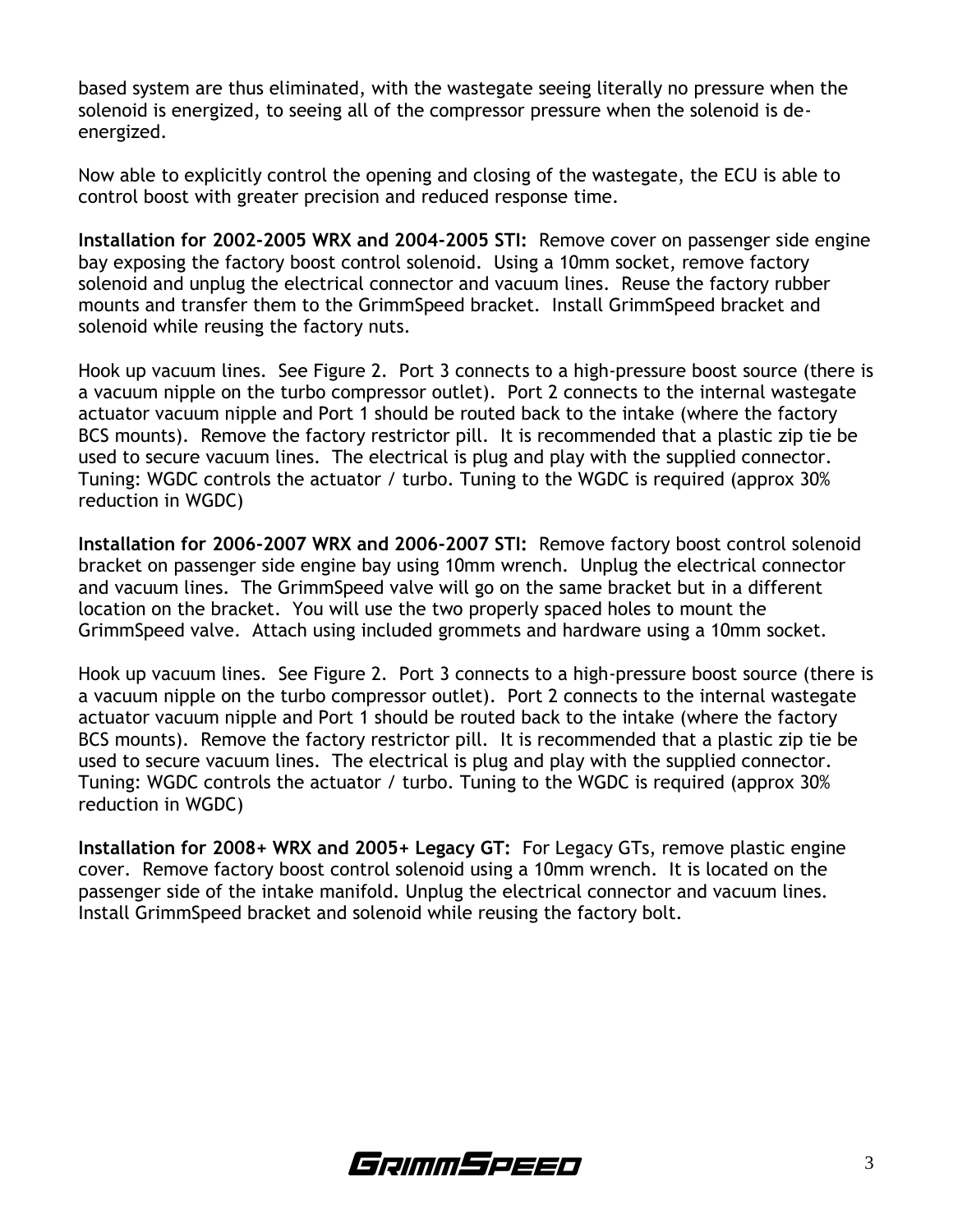based system are thus eliminated, with the wastegate seeing literally no pressure when the solenoid is energized, to seeing all of the compressor pressure when the solenoid is de-energized.

Now able to explicitly control the opening and closing of the wastegate, the ECU is able to control boost with greater precision and reduced response time.

**Installation for 2002-2005 WRX and 2004-2005 STI:** Remove cover on passenger side engine bay exposing the factory boost control solenoid. Using a 10mm socket, remove factory solenoid and unplug the electrical connector and vacuum lines. Reuse the factory rubber mounts and transfer them to the GrimmSpeed bracket. Install GrimmSpeed bracket and solenoid while reusing the factory nuts.

Hook up vacuum lines. See Figure 2. Port 3 connects to a high-pressure boost source (there is a vacuum nipple on the turbo compressor outlet). Port 2 connects to the internal wastegate actuator vacuum nipple and Port 1 should be routed back to the intake (where the factory BCS mounts). Remove the factory restrictor pill. It is recommended that a plastic zip tie be used to secure vacuum lines. The electrical is plug and play with the supplied connector. Tuning: WGDC controls the actuator / turbo. Tuning to the WGDC is required (approx 30% reduction in WGDC)

**Installation for 2006-2007 WRX and 2006-2007 STI:** Remove factory boost control solenoid bracket on passenger side engine bay using 10mm wrench. Unplug the electrical connector and vacuum lines. The GrimmSpeed valve will go on the same bracket but in a different location on the bracket. You will use the two properly spaced holes to mount the GrimmSpeed valve. Attach using included grommets and hardware using a 10mm socket.

Hook up vacuum lines. See Figure 2. Port 3 connects to a high-pressure boost source (there is a vacuum nipple on the turbo compressor outlet). Port 2 connects to the internal wastegate actuator vacuum nipple and Port 1 should be routed back to the intake (where the factory BCS mounts). Remove the factory restrictor pill. It is recommended that a plastic zip tie be used to secure vacuum lines. The electrical is plug and play with the supplied connector. Tuning: WGDC controls the actuator / turbo. Tuning to the WGDC is required (approx 30% reduction in WGDC)

**Installation for 2008+ WRX and 2005+ Legacy GT:** For Legacy GTs, remove plastic engine cover. Remove factory boost control solenoid using a 10mm wrench. It is located on the passenger side of the intake manifold. Unplug the electrical connector and vacuum lines. Install GrimmSpeed bracket and solenoid while reusing the factory bolt.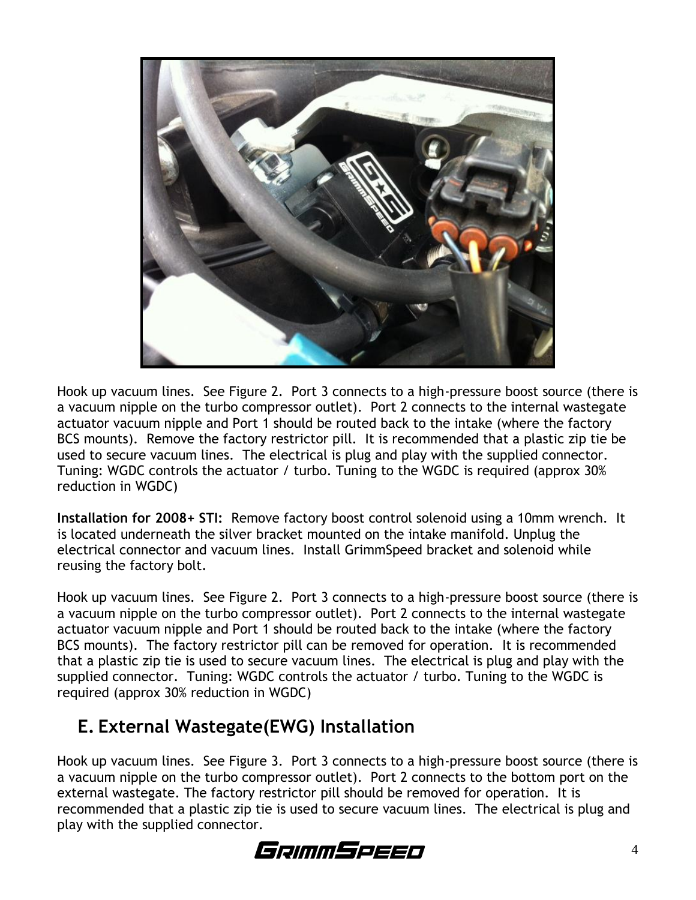Hook up vacuum lines. See Figure 2. Port 3 connects to a high-pressure boost source (there is a vacuum nipple on the turbo compressor outlet). Port 2 connects to the internal wastegate actuator vacuum nipple and Port 1 should be routed back to the intake (where the factory BCS mounts). Remove the factory restrictor pill. It is recommended that a plastic zip tie be used to secure vacuum lines. The electrical is plug and play with the supplied connector. Tuning: WGDC controls the actuator / turbo. Tuning to the WGDC is required (approx 30% reduction in WGDC)

**Installation for 2008+ STI:** Remove factory boost control solenoid using a 10mm wrench. It is located underneath the silver bracket mounted on the intake manifold. Unplug the electrical connector and vacuum lines. Install GrimmSpeed bracket and solenoid while reusing the factory bolt.

Hook up vacuum lines. See Figure 2. Port 3 connects to a high-pressure boost source (there is a vacuum nipple on the turbo compressor outlet). Port 2 connects to the internal wastegate actuator vacuum nipple and Port 1 should be routed back to the intake (where the factory BCS mounts). The factory restrictor pill can be removed for operation. It is recommended that a plastic zip tie is used to secure vacuum lines. The electrical is plug and play with the supplied connector. Tuning: WGDC controls the actuator / turbo. Tuning to the WGDC is required (approx 30% reduction in WGDC)

## E. External Wastegate(EWG) Installation

Hook up vacuum lines. See Figure 3. Port 3 connects to a high-pressure boost source (there is a vacuum nipple on the turbo compressor outlet). Port 2 connects to the bottom port on the external wastegate. The factory restrictor pill should be removed for operation. It is recommended that a plastic zip tie is used to secure vacuum lines. The electrical is plug and play with the supplied connector.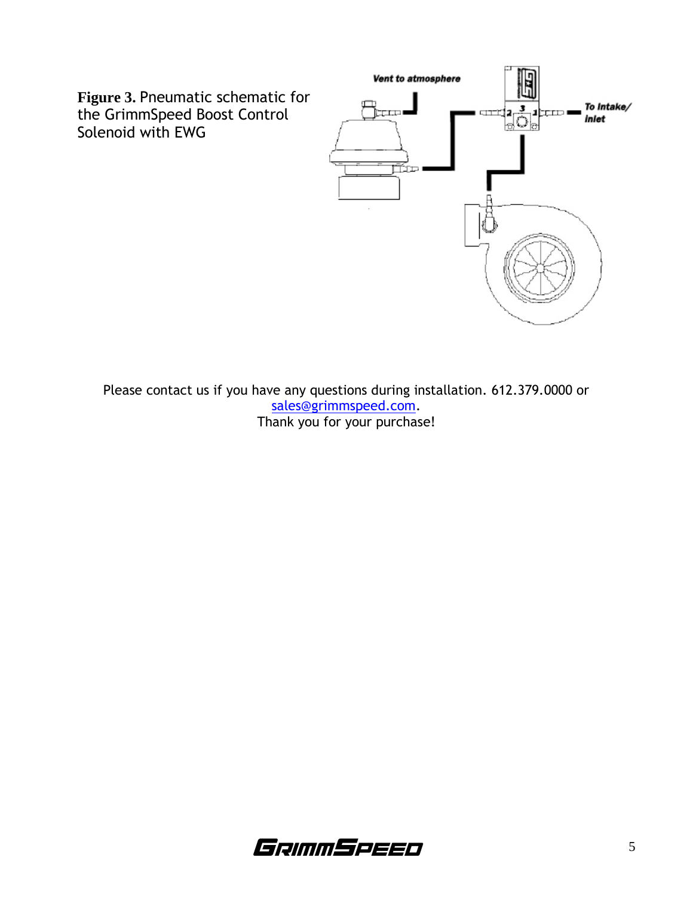**Figure 3.** Pneumatic schematic for the GrimmSpeed Boost Control Solenoid with EWG

Vent to atmosphere

2

3

1

To Intake/ Inlet

Please contact us if you have any questions during installation. 612.379.0000 or sales@grimmspeed.com.
Thank you for your purchase!